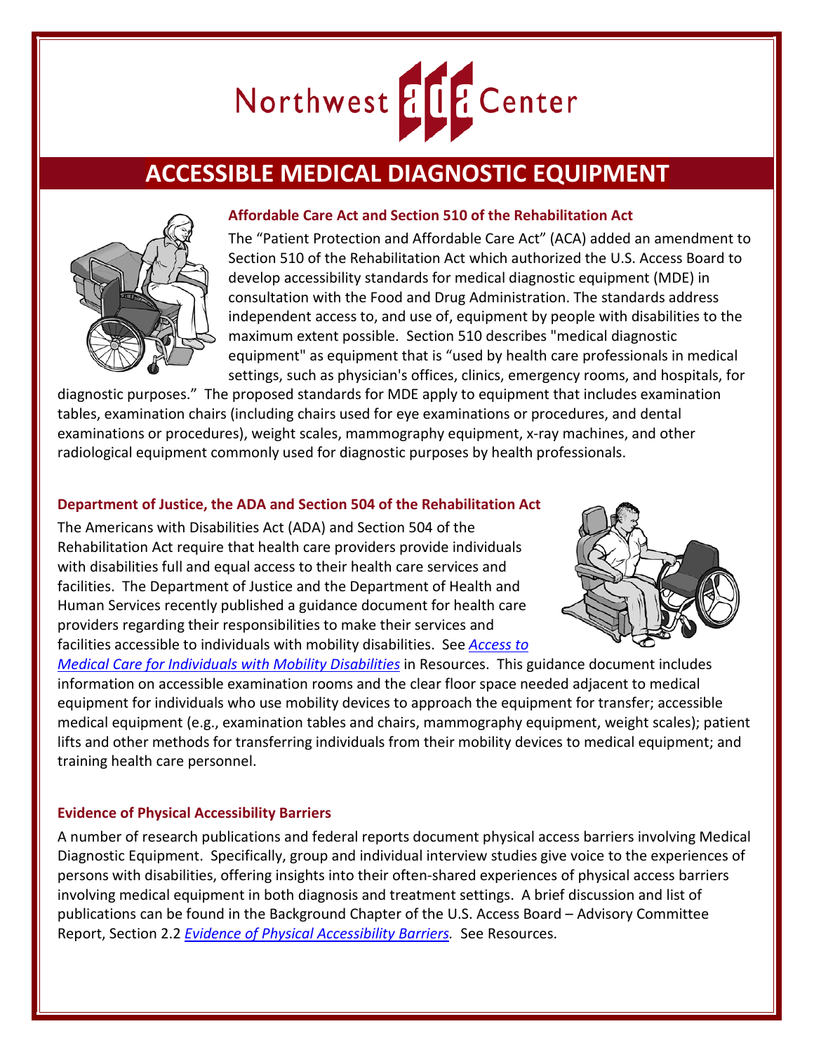Northwest ada Center

# ACCESSIBLE MEDICAL DIAGNOSTIC EQUIPMENT

### Affordable Care Act and Section 510 of the Rehabilitation Act

The "Patient Protection and Affordable Care Act" (ACA) added an amendment to Section 510 of the Rehabilitation Act which authorized the U.S. Access Board to develop accessibility standards for medical diagnostic equipment (MDE) in consultation with the Food and Drug Administration. The standards address independent access to, and use of, equipment by people with disabilities to the maximum extent possible. Section 510 describes "medical diagnostic equipment" as equipment that is "used by health care professionals in medical settings, such as physician's offices, clinics, emergency rooms, and hospitals, for diagnostic purposes." The proposed standards for MDE apply to equipment that includes examination tables, examination chairs (including chairs used for eye examinations or procedures, and dental examinations or procedures), weight scales, mammography equipment, x-ray machines, and other radiological equipment commonly used for diagnostic purposes by health professionals.

### Department of Justice, the ADA and Section 504 of the Rehabilitation Act

The Americans with Disabilities Act (ADA) and Section 504 of the Rehabilitation Act require that health care providers provide individuals with disabilities full and equal access to their health care services and facilities. The Department of Justice and the Department of Health and Human Services recently published a guidance document for health care providers regarding their responsibilities to make their services and facilities accessible to individuals with mobility disabilities. See *Access to Medical Care for Individuals with Mobility Disabilities* in Resources. This guidance document includes information on accessible examination rooms and the clear floor space needed adjacent to medical equipment for individuals who use mobility devices to approach the equipment for transfer; accessible medical equipment (e.g., examination tables and chairs, mammography equipment, weight scales); patient lifts and other methods for transferring individuals from their mobility devices to medical equipment; and training health care personnel.

### Evidence of Physical Accessibility Barriers

A number of research publications and federal reports document physical access barriers involving Medical Diagnostic Equipment. Specifically, group and individual interview studies give voice to the experiences of persons with disabilities, offering insights into their often-shared experiences of physical access barriers involving medical equipment in both diagnosis and treatment settings. A brief discussion and list of publications can be found in the Background Chapter of the U.S. Access Board – Advisory Committee Report, Section 2.2 *Evidence of Physical Accessibility Barriers.* See Resources.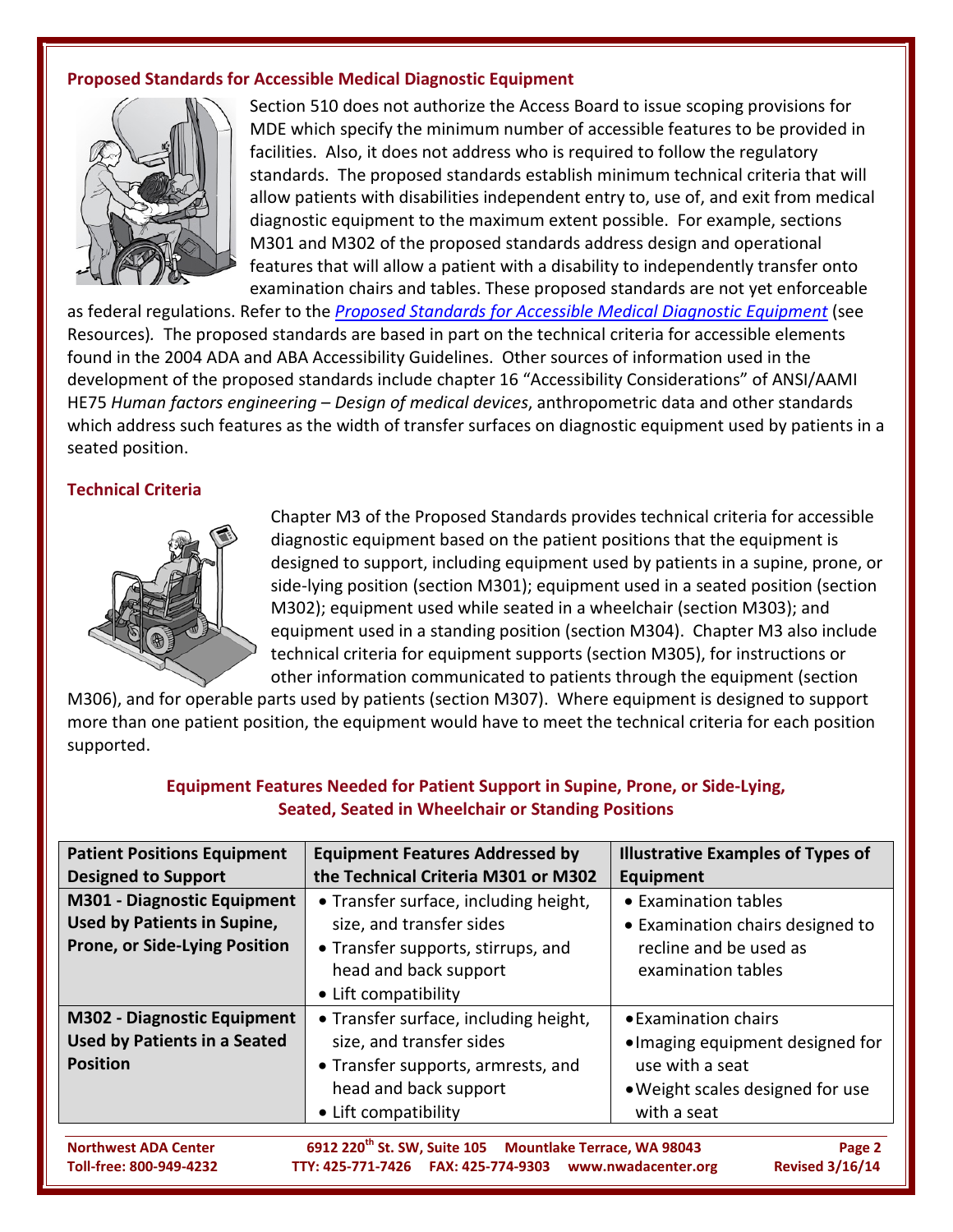## Proposed Standards for Accessible Medical Diagnostic Equipment

Section 510 does not authorize the Access Board to issue scoping provisions for MDE which specify the minimum number of accessible features to be provided in facilities. Also, it does not address who is required to follow the regulatory standards. The proposed standards establish minimum technical criteria that will allow patients with disabilities independent entry to, use of, and exit from medical diagnostic equipment to the maximum extent possible. For example, sections M301 and M302 of the proposed standards address design and operational features that will allow a patient with a disability to independently transfer onto examination chairs and tables. These proposed standards are not yet enforceable as federal regulations. Refer to the *Proposed Standards for Accessible Medical Diagnostic Equipment* (see Resources). The proposed standards are based in part on the technical criteria for accessible elements found in the 2004 ADA and ABA Accessibility Guidelines. Other sources of information used in the development of the proposed standards include chapter 16 "Accessibility Considerations" of ANSI/AAMI HE75 *Human factors engineering – Design of medical devices*, anthropometric data and other standards which address such features as the width of transfer surfaces on diagnostic equipment used by patients in a seated position.

## Technical Criteria

Chapter M3 of the Proposed Standards provides technical criteria for accessible diagnostic equipment based on the patient positions that the equipment is designed to support, including equipment used by patients in a supine, prone, or side-lying position (section M301); equipment used in a seated position (section M302); equipment used while seated in a wheelchair (section M303); and equipment used in a standing position (section M304). Chapter M3 also include technical criteria for equipment supports (section M305), for instructions or other information communicated to patients through the equipment (section M306), and for operable parts used by patients (section M307). Where equipment is designed to support more than one patient position, the equipment would have to meet the technical criteria for each position supported.

### Equipment Features Needed for Patient Support in Supine, Prone, or Side-Lying, Seated, Seated in Wheelchair or Standing Positions

| Patient Positions Equipment Designed to Support | Equipment Features Addressed by the Technical Criteria M301 or M302 | Illustrative Examples of Types of Equipment |
|---|---|---|
| **M301 - Diagnostic Equipment Used by Patients in Supine, Prone, or Side-Lying Position** | • Transfer surface, including height, size, and transfer sides<br>• Transfer supports, stirrups, and head and back support<br>• Lift compatibility | • Examination tables<br>• Examination chairs designed to recline and be used as examination tables |
| **M302 - Diagnostic Equipment Used by Patients in a Seated Position** | • Transfer surface, including height, size, and transfer sides<br>• Transfer supports, armrests, and head and back support<br>• Lift compatibility | • Examination chairs<br>• Imaging equipment designed for use with a seat<br>• Weight scales designed for use with a seat |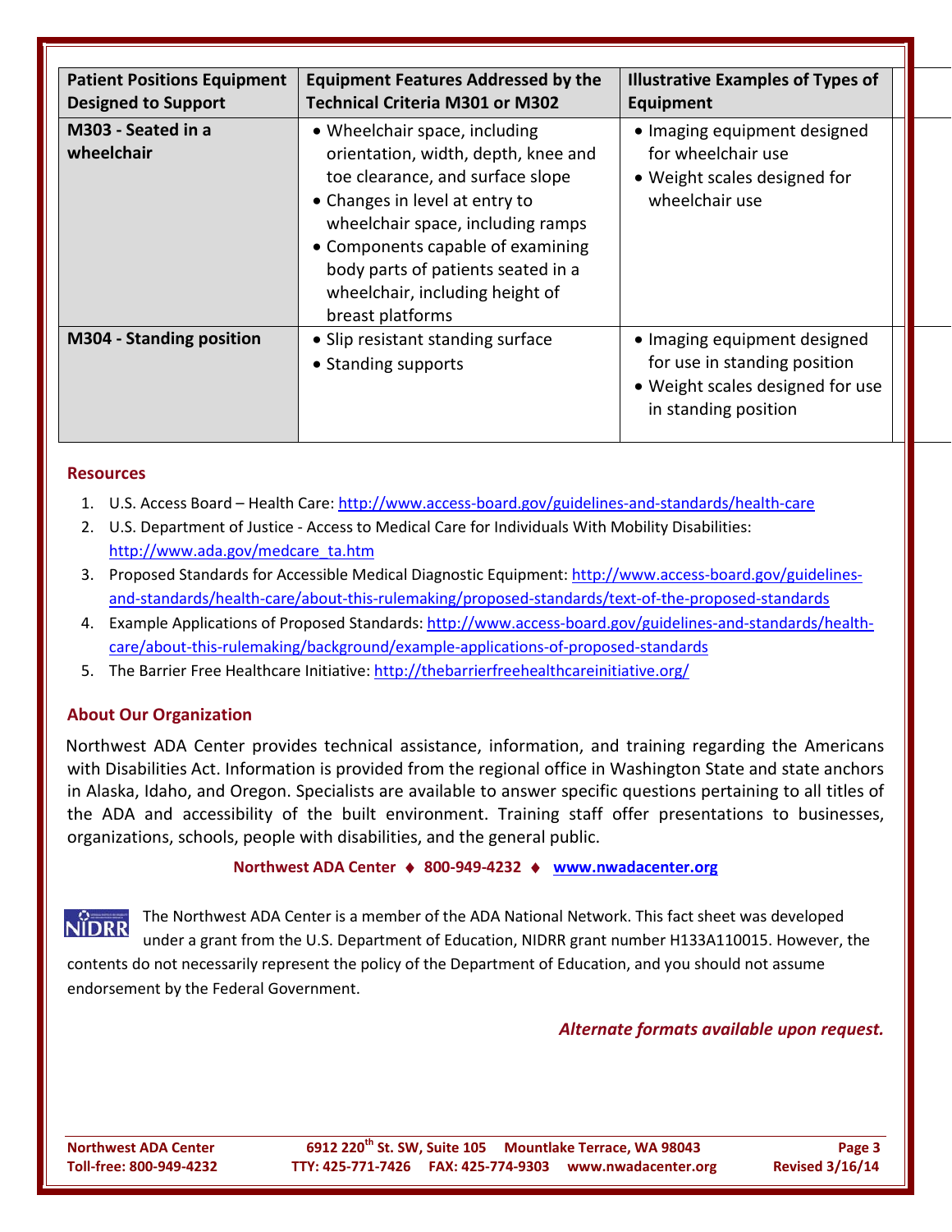| Patient Positions Equipment Designed to Support | Equipment Features Addressed by the Technical Criteria M301 or M302 | Illustrative Examples of Types of Equipment |
|---|---|---|
| **M303 - Seated in a wheelchair** | • Wheelchair space, including orientation, width, depth, knee and toe clearance, and surface slope<br>• Changes in level at entry to wheelchair space, including ramps<br>• Components capable of examining body parts of patients seated in a wheelchair, including height of breast platforms | • Imaging equipment designed for wheelchair use<br>• Weight scales designed for wheelchair use |
| **M304 - Standing position** | • Slip resistant standing surface<br>• Standing supports | • Imaging equipment designed for use in standing position<br>• Weight scales designed for use in standing position |

## Resources

1. U.S. Access Board – Health Care: http://www.access-board.gov/guidelines-and-standards/health-care
2. U.S. Department of Justice - Access to Medical Care for Individuals With Mobility Disabilities: http://www.ada.gov/medcare_ta.htm
3. Proposed Standards for Accessible Medical Diagnostic Equipment: http://www.access-board.gov/guidelines-and-standards/health-care/about-this-rulemaking/proposed-standards/text-of-the-proposed-standards
4. Example Applications of Proposed Standards: http://www.access-board.gov/guidelines-and-standards/health-care/about-this-rulemaking/background/example-applications-of-proposed-standards
5. The Barrier Free Healthcare Initiative: http://thebarrierfreehealthcareinitiative.org/

## About Our Organization

Northwest ADA Center provides technical assistance, information, and training regarding the Americans with Disabilities Act. Information is provided from the regional office in Washington State and state anchors in Alaska, Idaho, and Oregon. Specialists are available to answer specific questions pertaining to all titles of the ADA and accessibility of the built environment. Training staff offer presentations to businesses, organizations, schools, people with disabilities, and the general public.

**Northwest ADA Center ♦ 800-949-4232 ♦ www.nwadacenter.org**

The Northwest ADA Center is a member of the ADA National Network. This fact sheet was developed under a grant from the U.S. Department of Education, NIDRR grant number H133A110015. However, the contents do not necessarily represent the policy of the Department of Education, and you should not assume endorsement by the Federal Government.

***Alternate formats available upon request.***